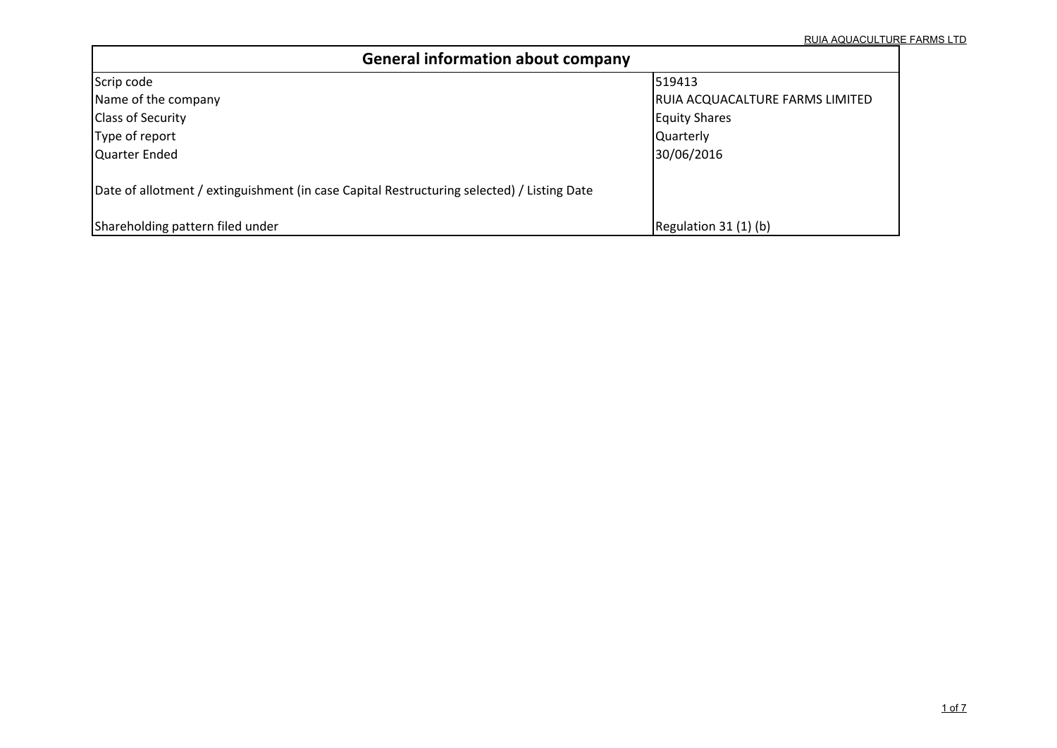| General information about company | |
|---|---|
| Scrip code | 519413 |
| Name of the company | RUIA ACQUACALTURE FARMS LIMITED |
| Class of Security | Equity Shares |
| Type of report | Quarterly |
| Quarter Ended | 30/06/2016 |
| Date of allotment / extinguishment (in case Capital Restructuring selected) / Listing Date | |
| Shareholding pattern filed under | Regulation 31 (1) (b) |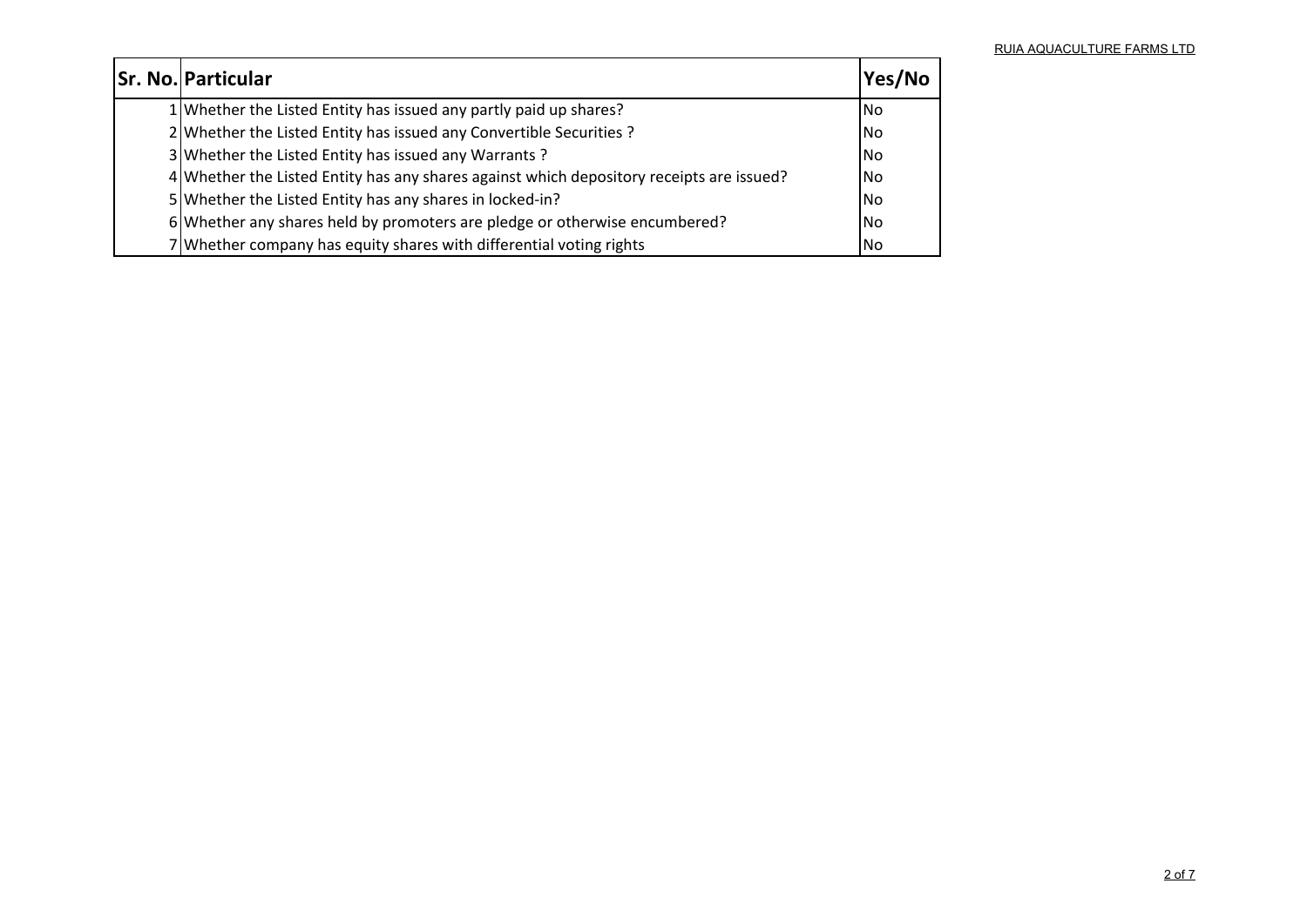| Sr. No. | Particular | Yes/No |
|---|---|---|
| 1 | Whether the Listed Entity has issued any partly paid up shares? | No |
| 2 | Whether the Listed Entity has issued any Convertible Securities ? | No |
| 3 | Whether the Listed Entity has issued any Warrants ? | No |
| 4 | Whether the Listed Entity has any shares against which depository receipts are issued? | No |
| 5 | Whether the Listed Entity has any shares in locked-in? | No |
| 6 | Whether any shares held by promoters are pledge or otherwise encumbered? | No |
| 7 | Whether company has equity shares with differential voting rights | No |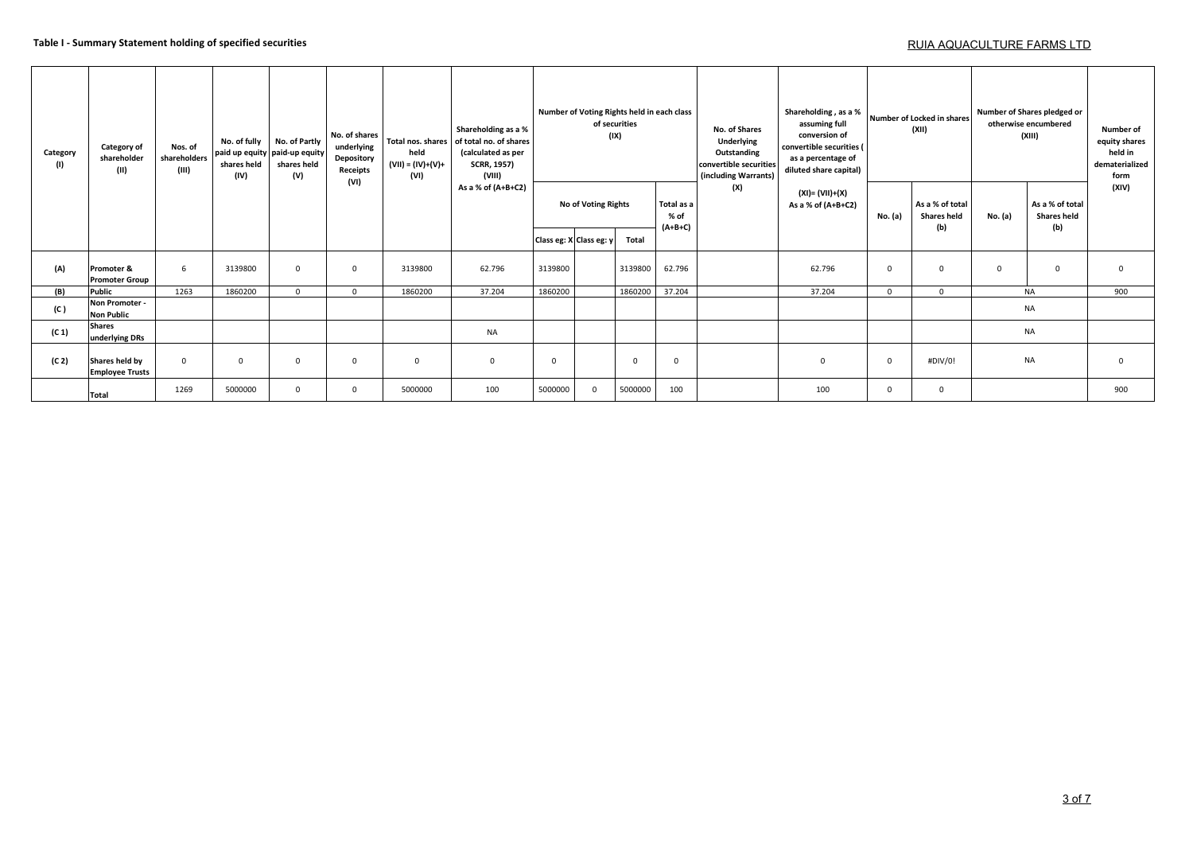**Table I - Summary Statement holding of specified securities**

RUIA AQUACULTURE FARMS LTD

| Category (I) | Category of shareholder (II) | Nos. of shareholders (III) | No. of fully paid up equity shares held (IV) | No. of Partly paid-up equity shares held (V) | No. of shares underlying Depository Receipts (VI) | Total nos. shares held (VII) = (IV)+(V)+ (VI) | Shareholding as a % of total no. of shares (calculated as per SCRR, 1957) (VIII) As a % of (A+B+C2) | Number of Voting Rights held in each class of securities (IX) | | | | No. of Shares Underlying Outstanding convertible securities (including Warrants) (X) | Shareholding , as a % assuming full conversion of convertible securities ( as a percentage of diluted share capital) (XI)= (VII)+(X) As a % of (A+B+C2) | Number of Locked in shares (XII) | | Number of Shares pledged or otherwise encumbered (XIII) | | Number of equity shares held in dematerialized form (XIV) |
|---|---|---|---|---|---|---|---|---|---|---|---|---|---|---|---|---|---|---|
| | | | | | | | | No of Voting Rights | | | Total as a % of (A+B+C) | | | No. (a) | As a % of total Shares held (b) | No. (a) | As a % of total Shares held (b) | |
| | | | | | | | | Class eg: X | Class eg: y | Total | | | | | | | | |
| (A) | Promoter & Promoter Group | 6 | 3139800 | 0 | 0 | 3139800 | 62.796 | 3139800 | | 3139800 | 62.796 | | 62.796 | 0 | 0 | 0 | 0 | 0 |
| (B) | Public | 1263 | 1860200 | 0 | 0 | 1860200 | 37.204 | 1860200 | | 1860200 | 37.204 | | 37.204 | 0 | 0 | NA | | 900 |
| (C ) | Non Promoter - Non Public | | | | | | | | | | | | | | | NA | | |
| (C 1) | Shares underlying DRs | | | | | | NA | | | | | | | | | NA | | |
| (C 2) | Shares held by Employee Trusts | 0 | 0 | 0 | 0 | 0 | 0 | 0 | | 0 | 0 | | 0 | 0 | #DIV/0! | NA | | 0 |
| | Total | 1269 | 5000000 | 0 | 0 | 5000000 | 100 | 5000000 | 0 | 5000000 | 100 | | 100 | 0 | 0 | | | 900 |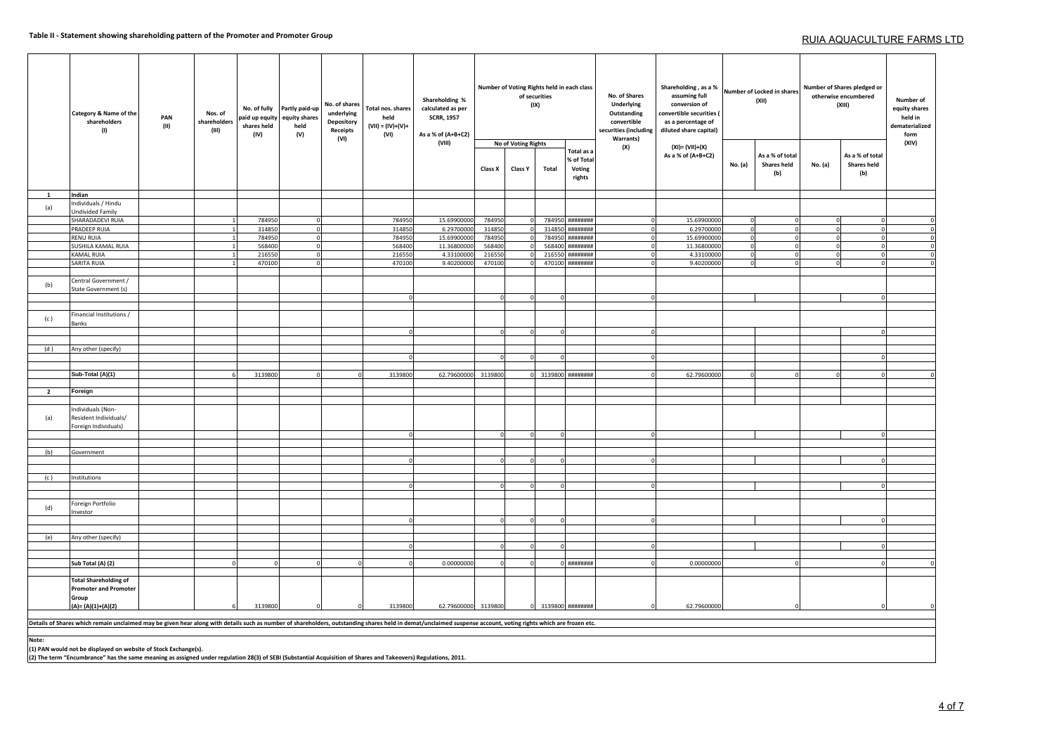## Table II - Statement showing shareholding pattern of the Promoter and Promoter Group

RUIA AQUACULTURE FARMS LTD

| | Category & Name of the shareholders (I) | PAN (II) | Nos. of shareholders (III) | No. of fully paid up equity shares held (IV) | Partly paid-up equity shares held (V) | No. of shares underlying Depository Receipts (VI) | Total nos. shares held (VII) = (IV)+(V)+ (VI) | Shareholding % calculated as per SCRR, 1957 As a % of (A+B+C2) (VIII) | Number of Voting Rights held in each class of securities (IX) | | | | No. of Shares Underlying Outstanding convertible securities (including Warrants) (X) | Shareholding , as a % assuming full conversion of convertible securities ( as a percentage of diluted share capital) (XI)= (VII)+(X) As a % of (A+B+C2) | Number of Locked in shares (XII) | | Number of Shares pledged or otherwise encumbered (XIII) | | Number of equity shares held in dematerialized form (XIV) |
|---|---|---|---|---|---|---|---|---|---|---|---|---|---|---|---|---|---|---|---|
| | | | | | | | | | No of Voting Rights | | | Total as a % of Total Voting rights | | | No. (a) | As a % of total Shares held (b) | No. (a) | As a % of total Shares held (b) | |
| | | | | | | | | | Class X | Class Y | Total | | | | | | | | |
| 1 | Indian | | | | | | | | | | | | | | | | | | |
| (a) | Individuals / Hindu Undivided Family | | | | | | | | | | | | | | | | | | |
| | SHARADADEVI RUIA | | 1 | 784950 | 0 | | 784950 | 15.69900000 | 784950 | 0 | 784950 | ######## | 0 | 15.69900000 | 0 | 0 | 0 | 0 | 0 |
| | PRADEEP RUIA | | 1 | 314850 | 0 | | 314850 | 6.29700000 | 314850 | 0 | 314850 | ######## | 0 | 6.29700000 | 0 | 0 | 0 | 0 | 0 |
| | RENU RUIA | | 1 | 784950 | 0 | | 784950 | 15.69900000 | 784950 | 0 | 784950 | ######## | 0 | 15.69900000 | 0 | 0 | 0 | 0 | 0 |
| | SUSHILA KAMAL RUIA | | 1 | 568400 | 0 | | 568400 | 11.36800000 | 568400 | 0 | 568400 | ######## | 0 | 11.36800000 | 0 | 0 | 0 | 0 | 0 |
| | KAMAL RUIA | | 1 | 216550 | 0 | | 216550 | 4.33100000 | 216550 | 0 | 216550 | ######## | 0 | 4.33100000 | 0 | 0 | 0 | 0 | 0 |
| | SARITA RUIA | | 1 | 470100 | 0 | | 470100 | 9.40200000 | 470100 | 0 | 470100 | ######## | 0 | 9.40200000 | 0 | 0 | 0 | 0 | 0 |
| (b) | Central Government / State Government (s) | | | | | | | | | | | | | | | | | | |
| | | | | | | | 0 | | 0 | 0 | 0 | | 0 | | | | | 0 | |
| (c ) | Financial Institutions / Banks | | | | | | | | | | | | | | | | | | |
| | | | | | | | 0 | | 0 | 0 | 0 | | 0 | | | | | 0 | |
| (d ) | Any other (specify) | | | | | | | | | | | | | | | | | | |
| | | | | | | | 0 | | 0 | 0 | 0 | | 0 | | | | | 0 | |
| | Sub-Total (A)(1) | | 6 | 3139800 | 0 | 0 | 3139800 | 62.79600000 | 3139800 | 0 | 3139800 | ######## | 0 | 62.79600000 | 0 | 0 | 0 | 0 | 0 |
| 2 | Foreign | | | | | | | | | | | | | | | | | | |
| (a) | Individuals (Non-Resident Individuals/ Foreign Individuals) | | | | | | | | | | | | | | | | | | |
| | | | | | | | 0 | | 0 | 0 | 0 | | 0 | | | | | 0 | |
| (b) | Government | | | | | | | | | | | | | | | | | | |
| | | | | | | | 0 | | 0 | 0 | 0 | | 0 | | | | | 0 | |
| (c ) | Institutions | | | | | | | | | | | | | | | | | | |
| | | | | | | | 0 | | 0 | 0 | 0 | | 0 | | | | | 0 | |
| (d) | Foreign Portfolio Investor | | | | | | | | | | | | | | | | | | |
| | | | | | | | 0 | | 0 | 0 | 0 | | 0 | | | | | 0 | |
| (e) | Any other (specify) | | | | | | | | | | | | | | | | | | |
| | | | | | | | 0 | | 0 | 0 | 0 | | 0 | | | | | 0 | |
| | Sub Total (A) (2) | | 0 | 0 | 0 | 0 | 0 | 0.00000000 | 0 | 0 | 0 | ######## | 0 | 0.00000000 | | 0 | | 0 | 0 |
| | Total Shareholding of Promoter and Promoter Group (A)= (A)(1)+(A)(2) | | 6 | 3139800 | 0 | 0 | 3139800 | 62.79600000 | 3139800 | 0 | 3139800 | ######## | 0 | 62.79600000 | | 0 | | 0 | 0 |

Details of Shares which remain unclaimed may be given hear along with details such as number of shareholders, outstanding shares held in demat/unclaimed suspense account, voting rights which are frozen etc.

**Note:**

**(1) PAN would not be displayed on website of Stock Exchange(s).**

**(2) The term "Encumbrance" has the same meaning as assigned under regulation 28(3) of SEBI (Substantial Acquisition of Shares and Takeovers) Regulations, 2011.**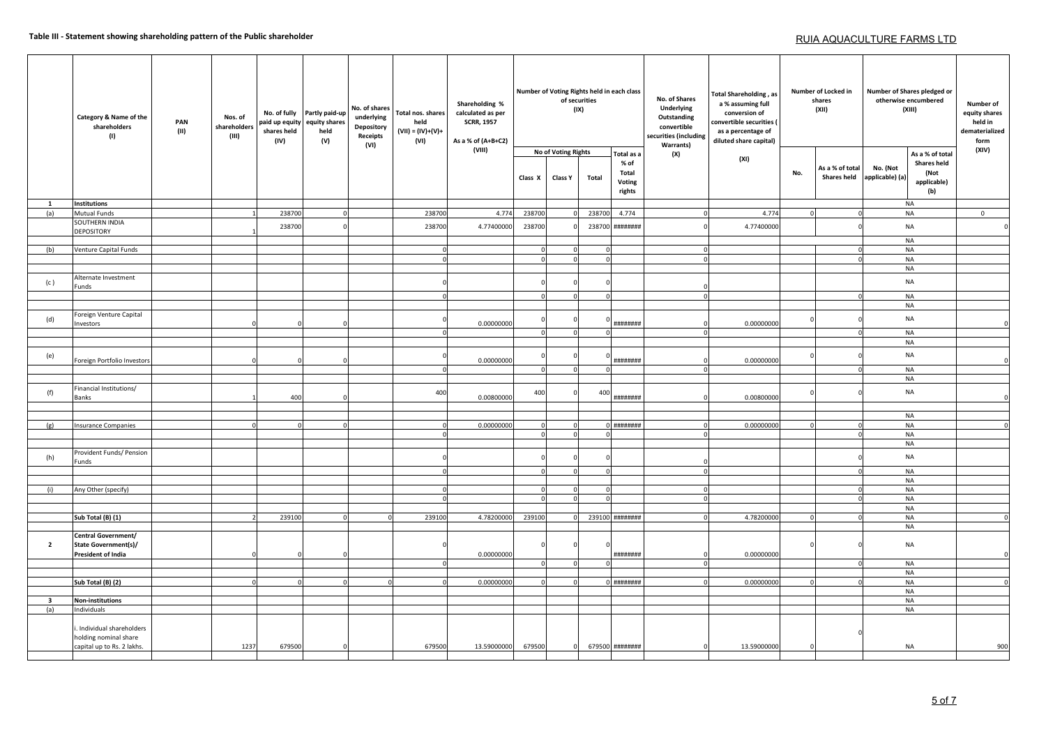## Table III - Statement showing shareholding pattern of the Public shareholder

RUIA AQUACULTURE FARMS LTD

| | Category & Name of the shareholders (I) | PAN (II) | Nos. of shareholders (III) | No. of fully paid up equity shares held (IV) | Partly paid-up equity shares held (V) | No. of shares underlying Depository Receipts (VI) | Total nos. shares held (VII) = (IV)+(V)+ (VI) | Shareholding % calculated as per SCRR, 1957 As a % of (A+B+C2) (VIII) | Number of Voting Rights held in each class of securities (IX) | | | | No. of Shares Underlying Outstanding convertible securities (including Warrants) (X) | Total Shareholding , as a % assuming full conversion of convertible securities ( as a percentage of diluted share capital) (XI) | Number of Locked in shares (XII) | | Number of Shares pledged or otherwise encumbered (XIII) | | Number of equity shares held in dematerialized form (XIV) |
|---|---|---|---|---|---|---|---|---|---|---|---|---|---|---|---|---|---|---|---|
| | | | | | | | | | No of Voting Rights | | | Total as a % of Total Voting rights | | | No. | As a % of total Shares held | No. (Not applicable) (a) | As a % of total Shares held (Not applicable) (b) | |
| | | | | | | | | | Class X | Class Y | Total | | | | | | | | |
| **1** | **Institutions** | | | | | | | | | | | | | | | | NA | | |
| (a) | Mutual Funds | | 1 | 238700 | 0 | | 238700 | 4.774 | 238700 | 0 | 238700 | 4.774 | 0 | 4.774 | 0 | 0 | NA | | 0 |
| | SOUTHERN INDIA DEPOSITORY | | 1 | 238700 | 0 | | 238700 | 4.77400000 | 238700 | 0 | 238700 | ######## | 0 | 4.77400000 | | 0 | NA | | 0 |
| | | | | | | | | | | | | | | | | | NA | | |
| (b) | Venture Capital Funds | | | | | | 0 | | 0 | 0 | 0 | | 0 | | | 0 | NA | | |
| | | | | | | | 0 | | 0 | 0 | 0 | | 0 | | | 0 | NA | | |
| | | | | | | | | | | | | | | | | | NA | | |
| (c ) | Alternate Investment Funds | | | | | | 0 | | 0 | 0 | 0 | | 0 | | | | NA | | |
| | | | | | | | 0 | | 0 | 0 | 0 | | 0 | | | 0 | NA | | |
| | | | | | | | | | | | | | | | | | NA | | |
| (d) | Foreign Venture Capital Investors | | 0 | 0 | 0 | | 0 | 0.00000000 | 0 | 0 | 0 | ######## | 0 | 0.00000000 | 0 | 0 | NA | | 0 |
| | | | | | | | 0 | | 0 | 0 | 0 | | 0 | | | 0 | NA | | |
| | | | | | | | | | | | | | | | | | NA | | |
| (e) | Foreign Portfolio Investors | | 0 | 0 | 0 | | 0 | 0.00000000 | 0 | 0 | 0 | ######## | 0 | 0.00000000 | 0 | 0 | NA | | 0 |
| | | | | | | | 0 | | 0 | 0 | 0 | | 0 | | | 0 | NA | | |
| | | | | | | | | | | | | | | | | | NA | | |
| (f) | Financial Institutions/ Banks | | 1 | 400 | 0 | | 400 | 0.00800000 | 400 | 0 | 400 | ######## | 0 | 0.00800000 | 0 | 0 | NA | | 0 |
| | | | | | | | | | | | | | | | | | | | |
| | | | | | | | | | | | | | | | | | NA | | |
| (g) | Insurance Companies | | 0 | 0 | 0 | | 0 | 0.00000000 | 0 | 0 | 0 | ######## | 0 | 0.00000000 | 0 | 0 | NA | | 0 |
| | | | | | | | 0 | | 0 | 0 | 0 | | 0 | | | 0 | NA | | |
| | | | | | | | | | | | | | | | | | NA | | |
| (h) | Provident Funds/ Pension Funds | | | | | | 0 | | 0 | 0 | 0 | | 0 | | | 0 | NA | | |
| | | | | | | | 0 | | 0 | 0 | 0 | | 0 | | | 0 | NA | | |
| | | | | | | | | | | | | | | | | | NA | | |
| (i) | Any Other (specify) | | | | | | 0 | | 0 | 0 | 0 | | 0 | | | 0 | NA | | |
| | | | | | | | 0 | | 0 | 0 | 0 | | 0 | | | 0 | NA | | |
| | | | | | | | | | | | | | | | | | NA | | |
| | **Sub Total (B) (1)** | | 2 | 239100 | 0 | 0 | 239100 | 4.78200000 | 239100 | 0 | 239100 | ######## | 0 | 4.78200000 | 0 | 0 | NA | | 0 |
| | | | | | | | | | | | | | | | | | NA | | |
| **2** | **Central Government/ State Government(s)/ President of India** | | 0 | 0 | 0 | | 0 | 0.00000000 | 0 | 0 | 0 | ######## | 0 | 0.00000000 | 0 | 0 | NA | | 0 |
| | | | | | | | 0 | | 0 | 0 | 0 | | 0 | | | 0 | NA | | |
| | | | | | | | | | | | | | | | | | NA | | |
| | **Sub Total (B) (2)** | | 0 | 0 | 0 | 0 | 0 | 0.00000000 | 0 | 0 | 0 | ######## | 0 | 0.00000000 | 0 | 0 | NA | | 0 |
| | | | | | | | | | | | | | | | | | NA | | |
| **3** | **Non-institutions** | | | | | | | | | | | | | | | | NA | | |
| (a) | Individuals | | | | | | | | | | | | | | | | NA | | |
| | i. Individual shareholders holding nominal share capital up to Rs. 2 lakhs. | | 1237 | 679500 | 0 | | 679500 | 13.59000000 | 679500 | 0 | 679500 | ######## | 0 | 13.59000000 | 0 | 0 | NA | | 900 |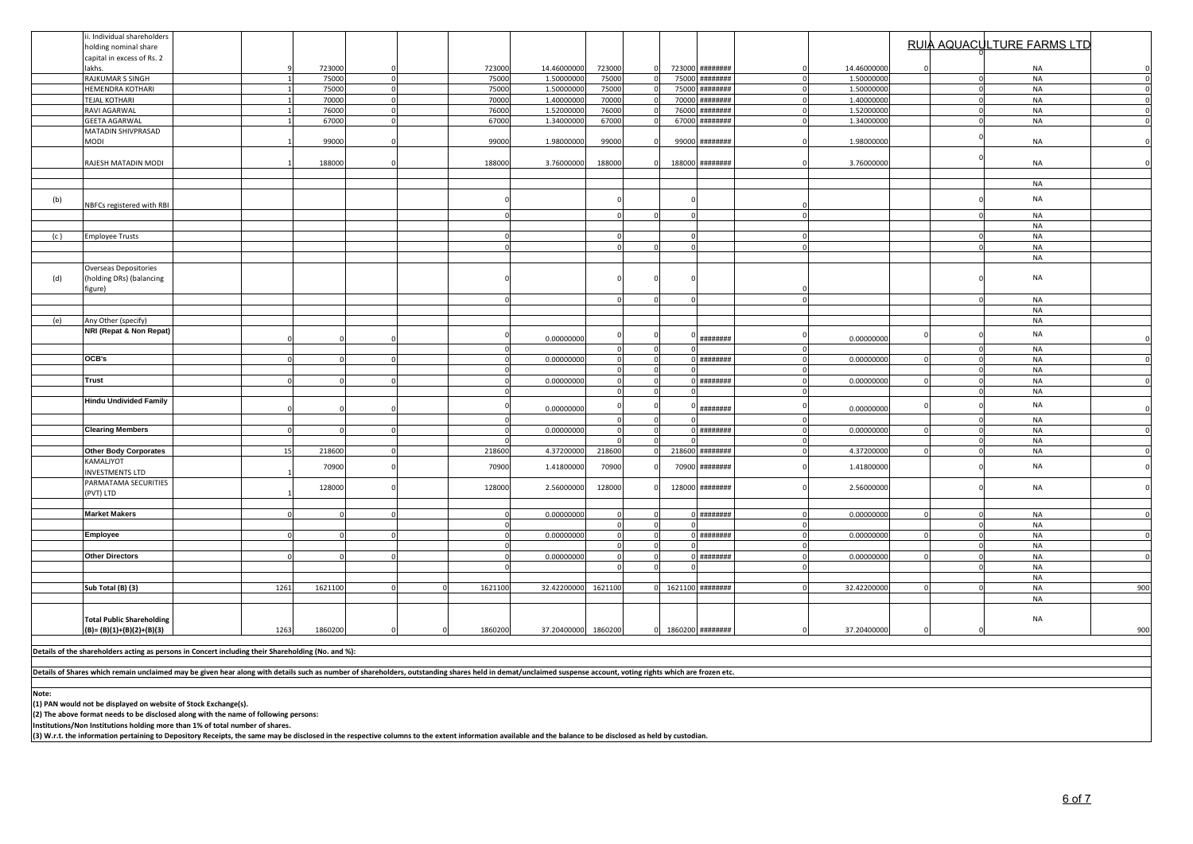RUIA AQUACULTURE FARMS LTD

| | | | | | | | | | | | | | | | | | | |
|---|---|---|---|---|---|---|---|---|---|---|---|---|---|---|---|---|---|---|
| | ii. Individual shareholders holding nominal share capital in excess of Rs. 2 lakhs. | | 9 | 723000 | 0 | | 723000 | 14.46000000 | 723000 | 0 | 723000 | ######## | 0 | 14.46000000 | 0 | 0 | NA | 0 |
| | RAJKUMAR S SINGH | | 1 | 75000 | 0 | | 75000 | 1.50000000 | 75000 | 0 | 75000 | ######## | 0 | 1.50000000 | | 0 | NA | 0 |
| | HEMENDRA KOTHARI | | 1 | 75000 | 0 | | 75000 | 1.50000000 | 75000 | 0 | 75000 | ######## | 0 | 1.50000000 | | 0 | NA | 0 |
| | TEJAL KOTHARI | | 1 | 70000 | 0 | | 70000 | 1.40000000 | 70000 | 0 | 70000 | ######## | 0 | 1.40000000 | | 0 | NA | 0 |
| | RAVI AGARWAL | | 1 | 76000 | 0 | | 76000 | 1.52000000 | 76000 | 0 | 76000 | ######## | 0 | 1.52000000 | | 0 | NA | 0 |
| | GEETA AGARWAL | | 1 | 67000 | 0 | | 67000 | 1.34000000 | 67000 | 0 | 67000 | ######## | 0 | 1.34000000 | | 0 | NA | 0 |
| | MATADIN SHIVPRASAD MODI | | 1 | 99000 | 0 | | 99000 | 1.98000000 | 99000 | 0 | 99000 | ######## | 0 | 1.98000000 | | 0 | NA | 0 |
| | RAJESH MATADIN MODI | | 1 | 188000 | 0 | | 188000 | 3.76000000 | 188000 | 0 | 188000 | ######## | 0 | 3.76000000 | | 0 | NA | 0 |
| | | | | | | | | | | | | | | | | | | |
| | | | | | | | | | | | | | | | | | NA | |
| (b) | NBFCs registered with RBI | | | | | | 0 | | 0 | | 0 | | 0 | | | 0 | NA | |
| | | | | | | | 0 | | 0 | 0 | 0 | | 0 | | | 0 | NA | |
| | | | | | | | | | | | | | | | | | NA | |
| (c ) | Employee Trusts | | | | | | 0 | | 0 | | 0 | | 0 | | | 0 | NA | |
| | | | | | | | 0 | | 0 | 0 | 0 | | 0 | | | 0 | NA | |
| | | | | | | | | | | | | | | | | | NA | |
| (d) | Overseas Depositories (holding DRs) (balancing figure) | | | | | | 0 | | 0 | 0 | 0 | | 0 | | | 0 | NA | |
| | | | | | | | 0 | | 0 | 0 | 0 | | 0 | | | 0 | NA | |
| | | | | | | | | | | | | | | | | | NA | |
| (e) | Any Other (specify) | | | | | | | | | | | | | | | | NA | |
| | **NRI (Repat & Non Repat)** | | 0 | 0 | 0 | | 0 | 0.00000000 | 0 | 0 | 0 | ######## | 0 | 0.00000000 | 0 | 0 | NA | 0 |
| | | | | | | | 0 | | 0 | 0 | 0 | | 0 | | | 0 | NA | |
| | **OCB's** | | 0 | 0 | 0 | | 0 | 0.00000000 | 0 | 0 | 0 | ######## | 0 | 0.00000000 | 0 | 0 | NA | 0 |
| | | | | | | | 0 | | 0 | 0 | 0 | | 0 | | | 0 | NA | |
| | **Trust** | | 0 | 0 | 0 | | 0 | 0.00000000 | 0 | 0 | 0 | ######## | 0 | 0.00000000 | 0 | 0 | NA | 0 |
| | | | | | | | 0 | | 0 | 0 | 0 | | 0 | | | 0 | NA | |
| | **Hindu Undivided Family** | | 0 | 0 | 0 | | 0 | 0.00000000 | 0 | 0 | 0 | ######## | 0 | 0.00000000 | 0 | 0 | NA | 0 |
| | | | | | | | 0 | | 0 | 0 | 0 | | 0 | | | 0 | NA | |
| | **Clearing Members** | | 0 | 0 | 0 | | 0 | 0.00000000 | 0 | 0 | 0 | ######## | 0 | 0.00000000 | 0 | 0 | NA | 0 |
| | | | | | | | 0 | | 0 | 0 | 0 | | 0 | | | 0 | NA | |
| | **Other Body Corporates** | | 15 | 218600 | 0 | | 218600 | 4.37200000 | 218600 | 0 | 218600 | ######## | 0 | 4.37200000 | 0 | 0 | NA | 0 |
| | KAMALJYOT INVESTMENTS LTD | | 1 | 70900 | 0 | | 70900 | 1.41800000 | 70900 | 0 | 70900 | ######## | 0 | 1.41800000 | | 0 | NA | 0 |
| | PARMATAMA SECURITIES (PVT) LTD | | 1 | 128000 | 0 | | 128000 | 2.56000000 | 128000 | 0 | 128000 | ######## | 0 | 2.56000000 | | 0 | NA | 0 |
| | | | | | | | | | | | | | | | | | | |
| | **Market Makers** | | 0 | 0 | 0 | | 0 | 0.00000000 | 0 | 0 | 0 | ######## | 0 | 0.00000000 | 0 | 0 | NA | 0 |
| | | | | | | | 0 | | 0 | 0 | 0 | | 0 | | | 0 | NA | |
| | **Employee** | | 0 | 0 | 0 | | 0 | 0.00000000 | 0 | 0 | 0 | ######## | 0 | 0.00000000 | 0 | 0 | NA | 0 |
| | | | | | | | 0 | | 0 | 0 | 0 | | 0 | | | 0 | NA | |
| | **Other Directors** | | 0 | 0 | 0 | | 0 | 0.00000000 | 0 | 0 | 0 | ######## | 0 | 0.00000000 | 0 | 0 | NA | 0 |
| | | | | | | | 0 | | 0 | 0 | 0 | | 0 | | | 0 | NA | |
| | | | | | | | | | | | | | | | | | NA | |
| | **Sub Total (B) (3)** | | 1261 | 1621100 | 0 | 0 | 1621100 | 32.42200000 | 1621100 | 0 | 1621100 | ######## | 0 | 32.42200000 | 0 | 0 | NA | 900 |
| | | | | | | | | | | | | | | | | | NA | |
| | **Total Public Shareholding (B)= (B)(1)+(B)(2)+(B)(3)** | | 1263 | 1860200 | 0 | 0 | 1860200 | 37.20400000 | 1860200 | 0 | 1860200 | ######## | 0 | 37.20400000 | 0 | 0 | NA | 900 |

**Details of the shareholders acting as persons in Concert including their Shareholding (No. and %):**

**Details of Shares which remain unclaimed may be given hear along with details such as number of shareholders, outstanding shares held in demat/unclaimed suspense account, voting rights which are frozen etc.**

**Note:**

**(1) PAN would not be displayed on website of Stock Exchange(s).**

**(2) The above format needs to be disclosed along with the name of following persons:**

**Institutions/Non Institutions holding more than 1% of total number of shares.**

**(3) W.r.t. the information pertaining to Depository Receipts, the same may be disclosed in the respective columns to the extent information available and the balance to be disclosed as held by custodian.**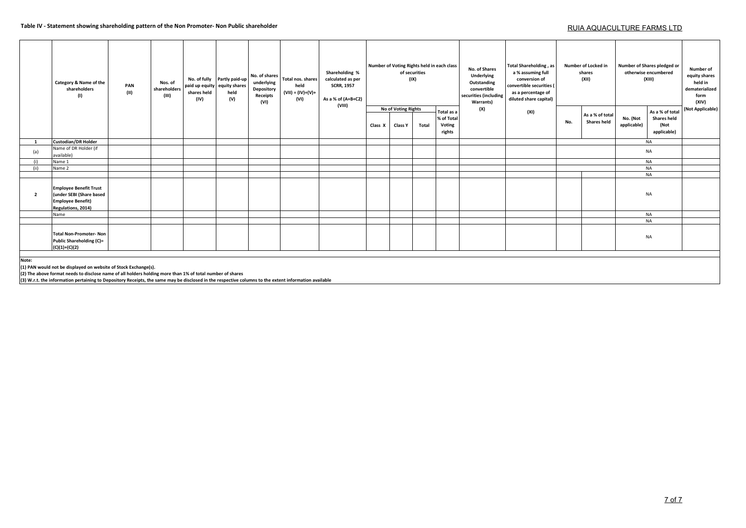## Table IV - Statement showing shareholding pattern of the Non Promoter- Non Public shareholder

RUIA AQUACULTURE FARMS LTD

| | Category & Name of the shareholders (I) | PAN (II) | Nos. of shareholders (III) | No. of fully paid up equity shares held (IV) | Partly paid-up equity shares held (V) | No. of shares underlying Depository Receipts (VI) | Total nos. shares held (VII) = (IV)+(V)+ (VI) | Shareholding % calculated as per SCRR, 1957 As a % of (A+B+C2) (VIII) | Number of Voting Rights held in each class of securities (IX) | | | | No. of Shares Underlying Outstanding convertible securities (including Warrants) (X) | Total Shareholding , as a % assuming full conversion of convertible securities ( as a percentage of diluted share capital) (XI) | Number of Locked in shares (XII) | | Number of Shares pledged or otherwise encumbered (XIII) | | Number of equity shares held in dematerialized form (XIV) (Not Applicable) |
|---|---|---|---|---|---|---|---|---|---|---|---|---|---|---|---|---|---|---|---|
| | | | | | | | | | No of Voting Rights | | | Total as a % of Total Voting rights | | | No. | As a % of total Shares held | No. (Not applicable) | As a % of total Shares held (Not applicable) | |
| | | | | | | | | | Class X | Class Y | Total | | | | | | | | |
| 1 | **Custodian/DR Holder** | | | | | | | | | | | | | | | | NA | | |
| (a) | Name of DR Holder (if available) | | | | | | | | | | | | | | | | NA | | |
| (i) | Name 1 | | | | | | | | | | | | | | | | NA | | |
| (ii) | Name 2 | | | | | | | | | | | | | | | | NA | | |
| | | | | | | | | | | | | | | | | | NA | | |
| 2 | **Employee Benefit Trust (under SEBI (Share based Employee Benefit) Regulations, 2014)** | | | | | | | | | | | | | | | | NA | | |
| | Name | | | | | | | | | | | | | | | | NA | | |
| | | | | | | | | | | | | | | | | | NA | | |
| | **Total Non-Promoter- Non Public Shareholding (C)= (C)(1)+(C)(2)** | | | | | | | | | | | | | | | | NA | | |

**Note:**

**(1) PAN would not be displayed on website of Stock Exchange(s).**

**(2) The above format needs to disclose name of all holders holding more than 1% of total number of shares**

**(3) W.r.t. the information pertaining to Depository Receipts, the same may be disclosed in the respective columns to the extent information available**